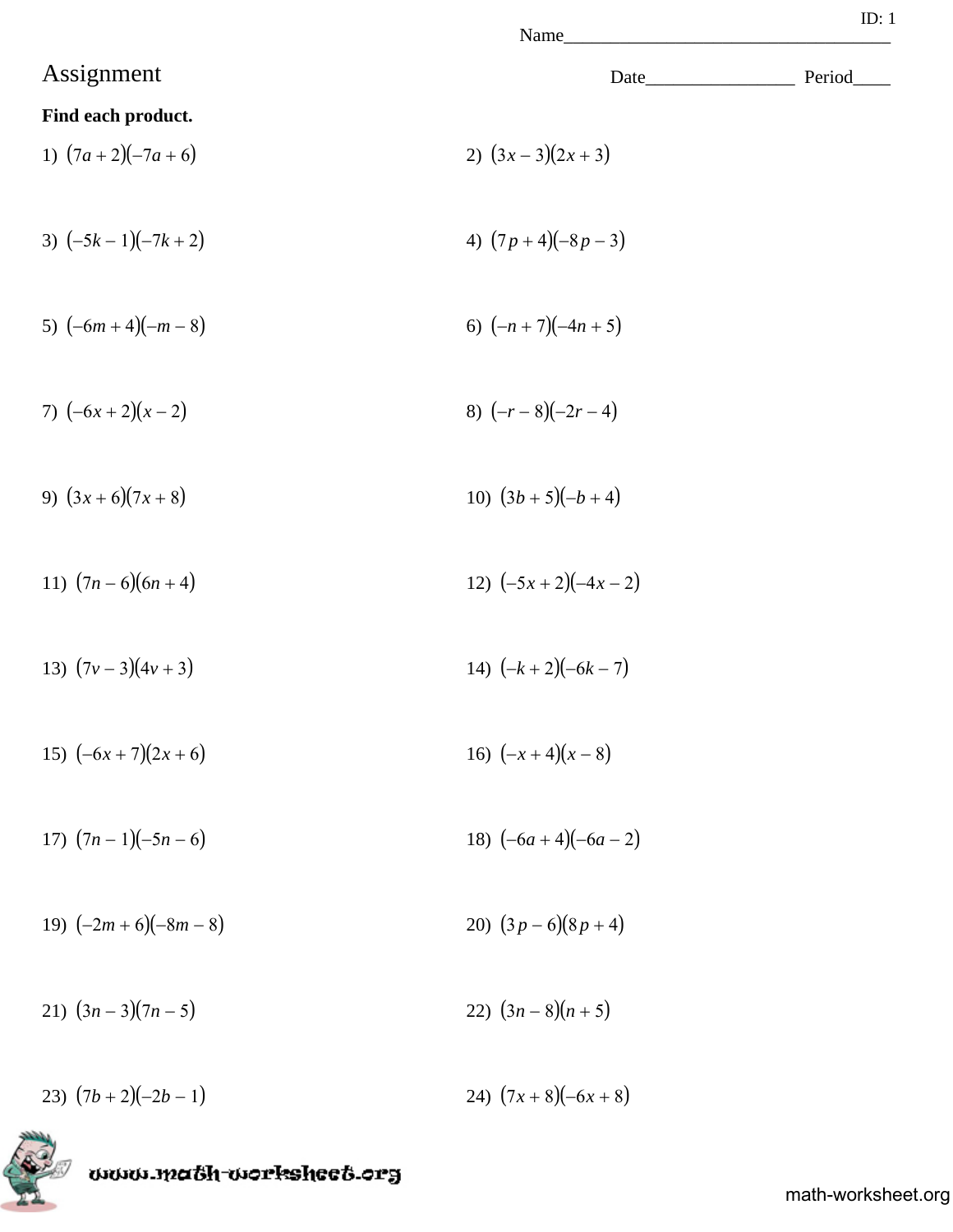ID: 1

Name___________________________________

# Assignment

Date________________ Period____

**Find each product.**

1) $(7a+2)(-7a+6)$

2) $(3x-3)(2x+3)$

3) $(-5k-1)(-7k+2)$

4) $(7p+4)(-8p-3)$

5) $(-6m+4)(-m-8)$

6) $(-n+7)(-4n+5)$

7) $(-6x+2)(x-2)$

8) $(-r-8)(-2r-4)$

9) $(3x+6)(7x+8)$

10) $(3b+5)(-b+4)$

11) $(7n-6)(6n+4)$

12) $(-5x+2)(-4x-2)$

13) $(7v-3)(4v+3)$

14) $(-k+2)(-6k-7)$

15) $(-6x+7)(2x+6)$

16) $(-x+4)(x-8)$

17) $(7n-1)(-5n-6)$

18) $(-6a+4)(-6a-2)$

19) $(-2m+6)(-8m-8)$

20) $(3p-6)(8p+4)$

21) $(3n-3)(7n-5)$

22) $(3n-8)(n+5)$

23) $(7b+2)(-2b-1)$

24) $(7x+8)(-6x+8)$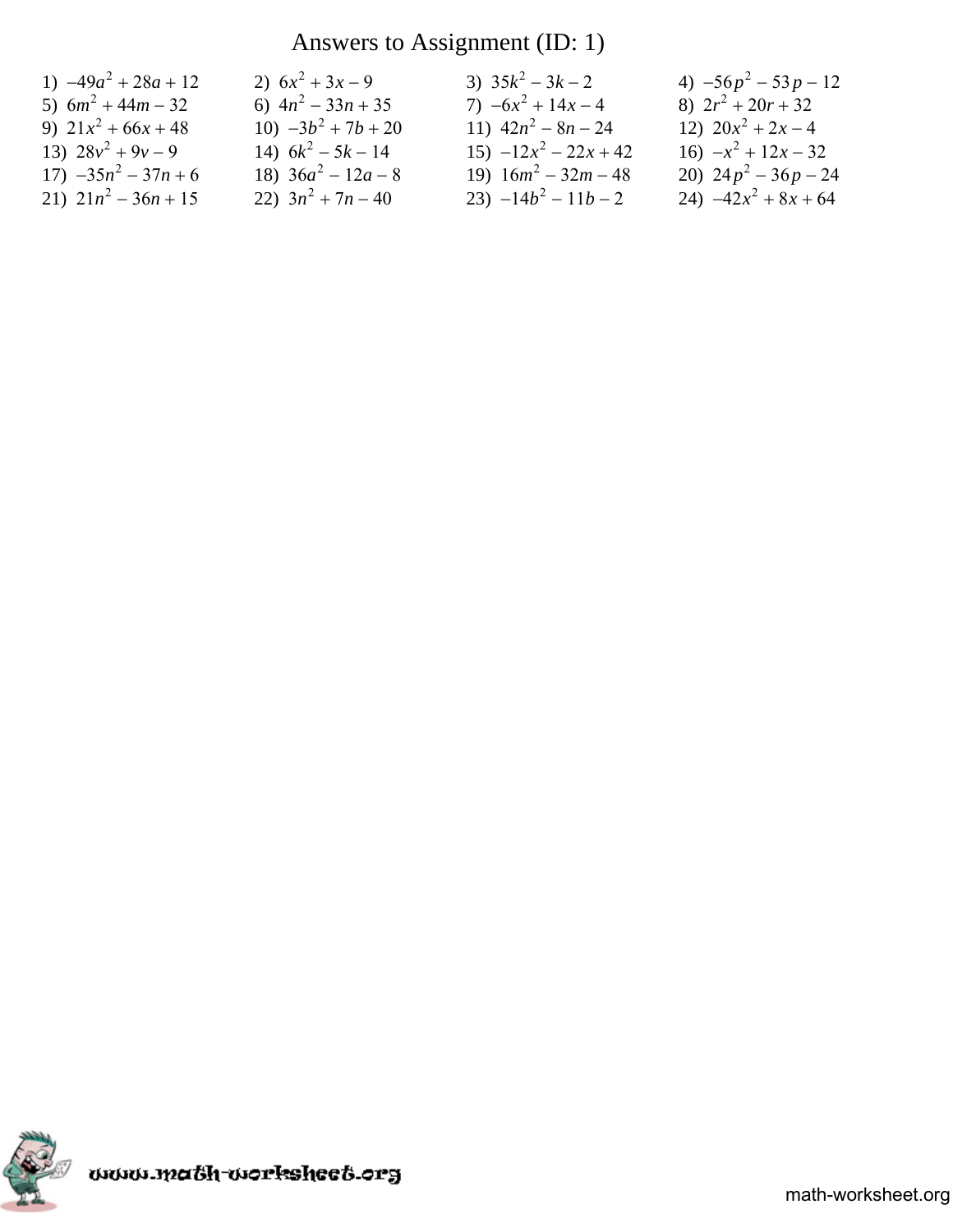# Answers to Assignment (ID: 1)

1) $-49a^2 + 28a + 12$

2) $6x^2 + 3x - 9$

3) $35k^2 - 3k - 2$

4) $-56p^2 - 53p - 12$

5) $6m^2 + 44m - 32$

6) $4n^2 - 33n + 35$

7) $-6x^2 + 14x - 4$

8) $2r^2 + 20r + 32$

9) $21x^2 + 66x + 48$

10) $-3b^2 + 7b + 20$

11) $42n^2 - 8n - 24$

12) $20x^2 + 2x - 4$

13) $28v^2 + 9v - 9$

14) $6k^2 - 5k - 14$

15) $-12x^2 - 22x + 42$

16) $-x^2 + 12x - 32$

17) $-35n^2 - 37n + 6$

18) $36a^2 - 12a - 8$

19) $16m^2 - 32m - 48$

20) $24p^2 - 36p - 24$

21) $21n^2 - 36n + 15$

22) $3n^2 + 7n - 40$

23) $-14b^2 - 11b - 2$

24) $-42x^2 + 8x + 64$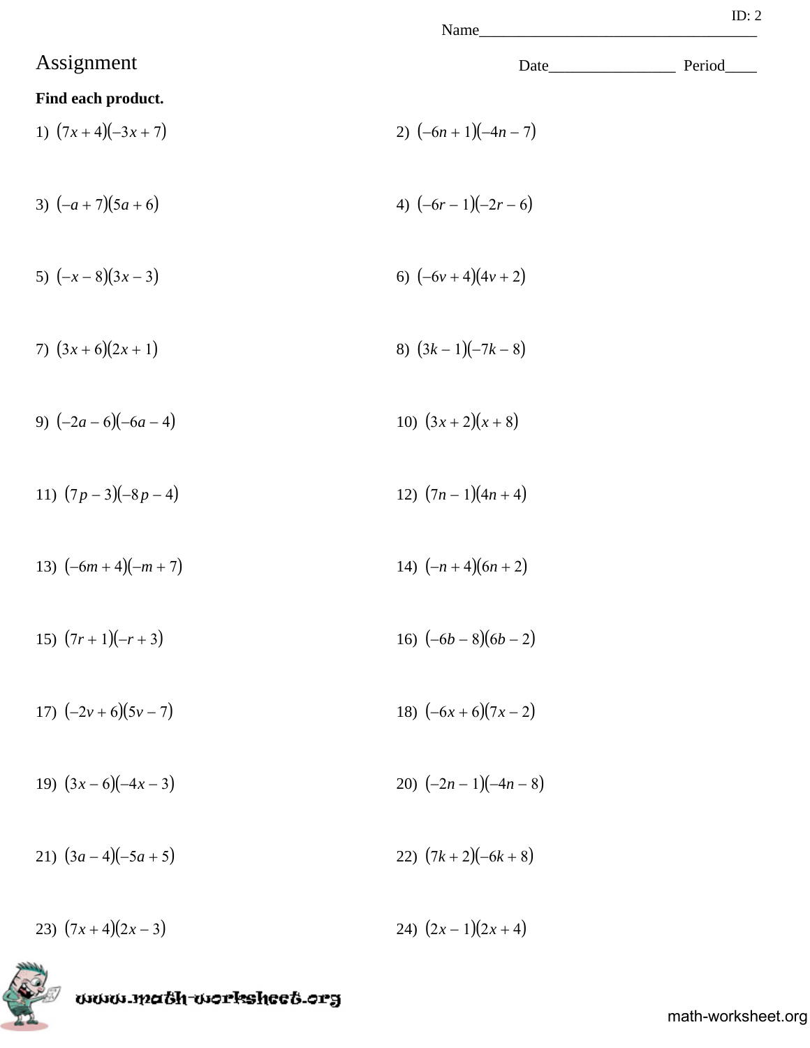ID: 2

Name___________________________________

# Assignment

Date________________ Period____

**Find each product.**

1) $(7x+4)(-3x+7)$

2) $(-6n+1)(-4n-7)$

3) $(-a+7)(5a+6)$

4) $(-6r-1)(-2r-6)$

5) $(-x-8)(3x-3)$

6) $(-6v+4)(4v+2)$

7) $(3x+6)(2x+1)$

8) $(3k-1)(-7k-8)$

9) $(-2a-6)(-6a-4)$

10) $(3x+2)(x+8)$

11) $(7p-3)(-8p-4)$

12) $(7n-1)(4n+4)$

13) $(-6m+4)(-m+7)$

14) $(-n+4)(6n+2)$

15) $(7r+1)(-r+3)$

16) $(-6b-8)(6b-2)$

17) $(-2v+6)(5v-7)$

18) $(-6x+6)(7x-2)$

19) $(3x-6)(-4x-3)$

20) $(-2n-1)(-4n-8)$

21) $(3a-4)(-5a+5)$

22) $(7k+2)(-6k+8)$

23) $(7x+4)(2x-3)$

24) $(2x-1)(2x+4)$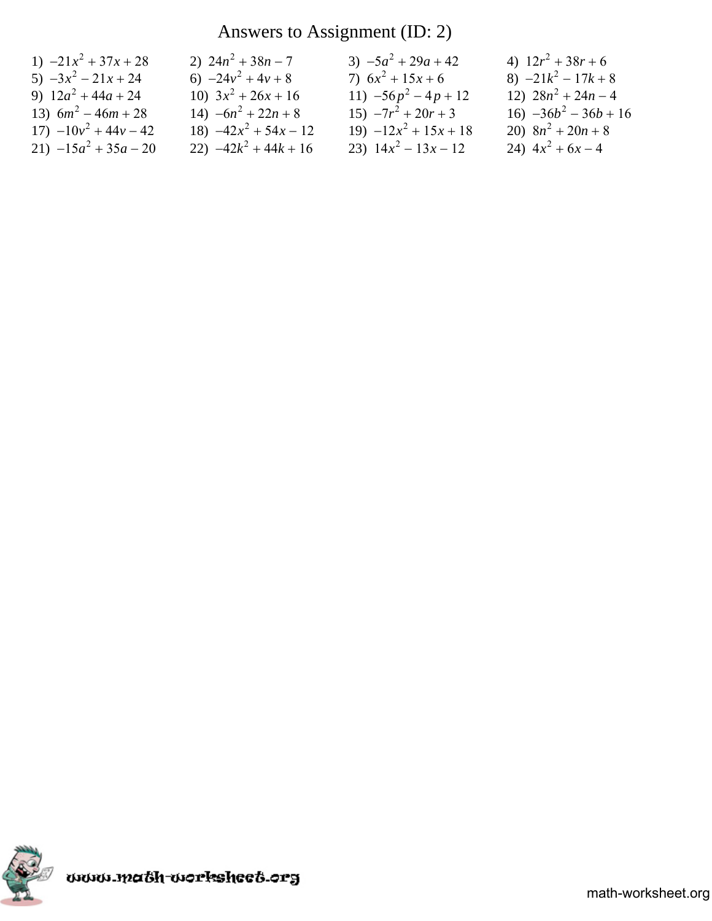# Answers to Assignment (ID: 2)

1) $-21x^2 + 37x + 28$
2) $24n^2 + 38n - 7$
3) $-5a^2 + 29a + 42$
4) $12r^2 + 38r + 6$
5) $-3x^2 - 21x + 24$
6) $-24v^2 + 4v + 8$
7) $6x^2 + 15x + 6$
8) $-21k^2 - 17k + 8$
9) $12a^2 + 44a + 24$
10) $3x^2 + 26x + 16$
11) $-56p^2 - 4p + 12$
12) $28n^2 + 24n - 4$
13) $6m^2 - 46m + 28$
14) $-6n^2 + 22n + 8$
15) $-7r^2 + 20r + 3$
16) $-36b^2 - 36b + 16$
17) $-10v^2 + 44v - 42$
18) $-42x^2 + 54x - 12$
19) $-12x^2 + 15x + 18$
20) $8n^2 + 20n + 8$
21) $-15a^2 + 35a - 20$
22) $-42k^2 + 44k + 16$
23) $14x^2 - 13x - 12$
24) $4x^2 + 6x - 4$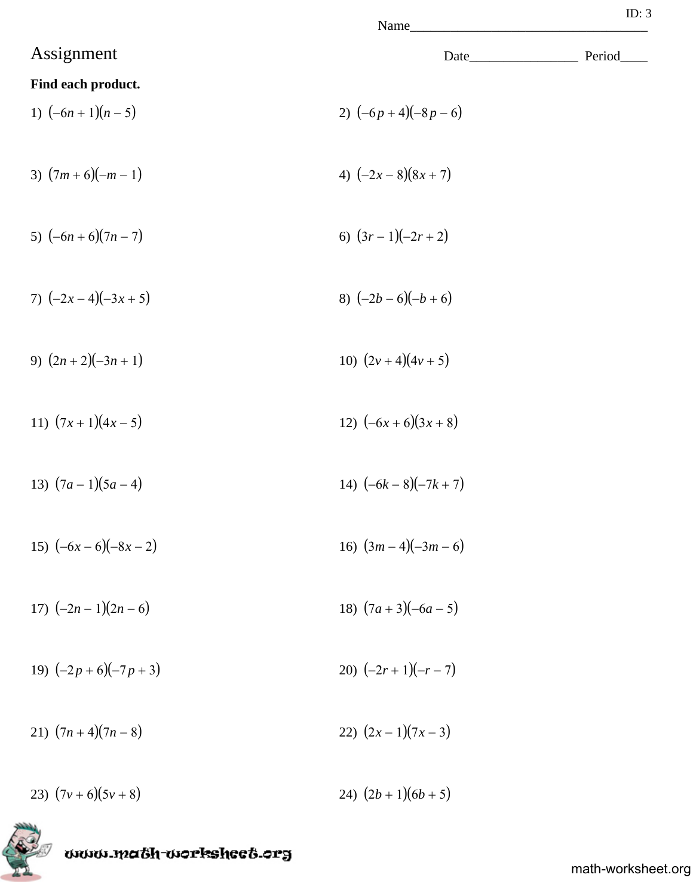ID: 3

Name___________________________________

# Assignment

Date________________ Period____

**Find each product.**

1) $(-6n+1)(n-5)$

2) $(-6p+4)(-8p-6)$

3) $(7m+6)(-m-1)$

4) $(-2x-8)(8x+7)$

5) $(-6n+6)(7n-7)$

6) $(3r-1)(-2r+2)$

7) $(-2x-4)(-3x+5)$

8) $(-2b-6)(-b+6)$

9) $(2n+2)(-3n+1)$

10) $(2v+4)(4v+5)$

11) $(7x+1)(4x-5)$

12) $(-6x+6)(3x+8)$

13) $(7a-1)(5a-4)$

14) $(-6k-8)(-7k+7)$

15) $(-6x-6)(-8x-2)$

16) $(3m-4)(-3m-6)$

17) $(-2n-1)(2n-6)$

18) $(7a+3)(-6a-5)$

19) $(-2p+6)(-7p+3)$

20) $(-2r+1)(-r-7)$

21) $(7n+4)(7n-8)$

22) $(2x-1)(7x-3)$

23) $(7v+6)(5v+8)$

24) $(2b+1)(6b+5)$

www.math-worksheet.org

math-worksheet.org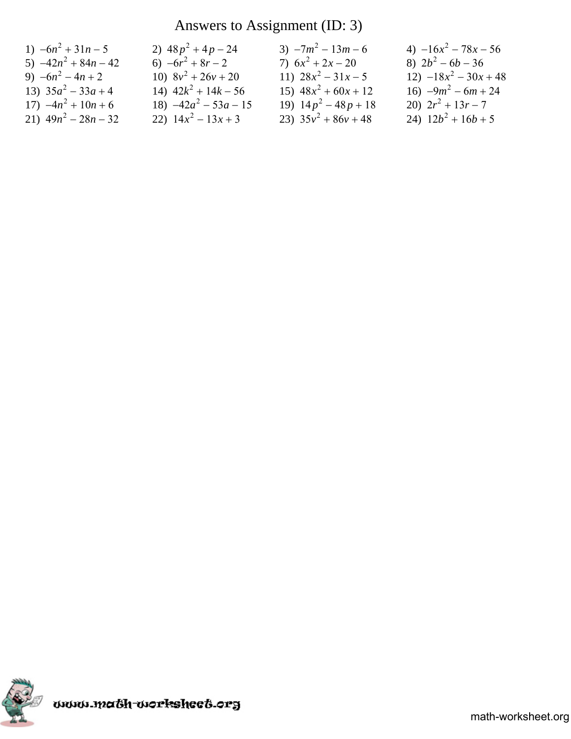# Answers to Assignment (ID: 3)

1) $-6n^2 + 31n - 5$
2) $48p^2 + 4p - 24$
3) $-7m^2 - 13m - 6$
4) $-16x^2 - 78x - 56$
5) $-42n^2 + 84n - 42$
6) $-6r^2 + 8r - 2$
7) $6x^2 + 2x - 20$
8) $2b^2 - 6b - 36$
9) $-6n^2 - 4n + 2$
10) $8v^2 + 26v + 20$
11) $28x^2 - 31x - 5$
12) $-18x^2 - 30x + 48$
13) $35a^2 - 33a + 4$
14) $42k^2 + 14k - 56$
15) $48x^2 + 60x + 12$
16) $-9m^2 - 6m + 24$
17) $-4n^2 + 10n + 6$
18) $-42a^2 - 53a - 15$
19) $14p^2 - 48p + 18$
20) $2r^2 + 13r - 7$
21) $49n^2 - 28n - 32$
22) $14x^2 - 13x + 3$
23) $35v^2 + 86v + 48$
24) $12b^2 + 16b + 5$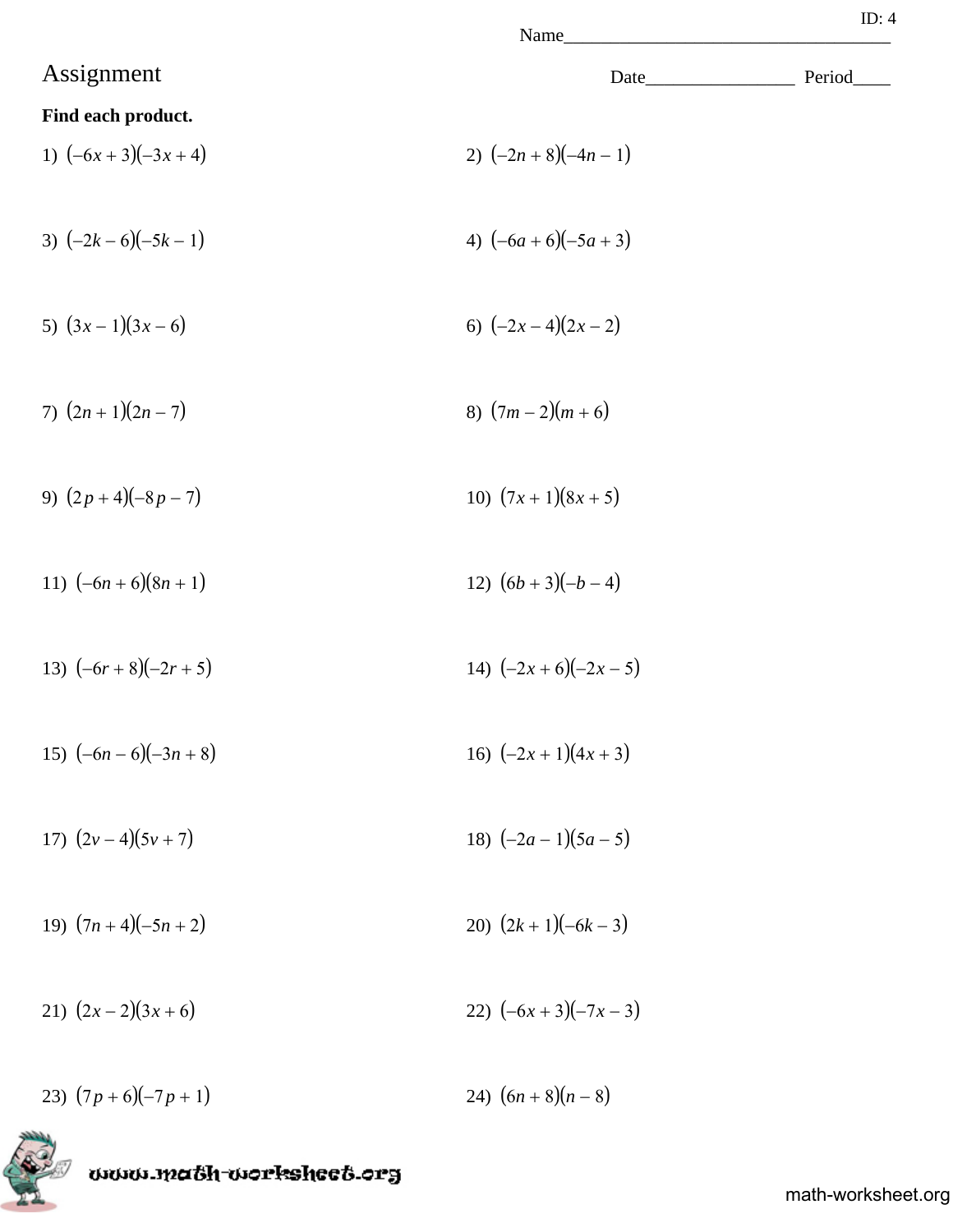ID: 4

Name___________________________________

# Assignment

Date________________ Period____

**Find each product.**

1) $(-6x+3)(-3x+4)$

2) $(-2n+8)(-4n-1)$

3) $(-2k-6)(-5k-1)$

4) $(-6a+6)(-5a+3)$

5) $(3x-1)(3x-6)$

6) $(-2x-4)(2x-2)$

7) $(2n+1)(2n-7)$

8) $(7m-2)(m+6)$

9) $(2p+4)(-8p-7)$

10) $(7x+1)(8x+5)$

11) $(-6n+6)(8n+1)$

12) $(6b+3)(-b-4)$

13) $(-6r+8)(-2r+5)$

14) $(-2x+6)(-2x-5)$

15) $(-6n-6)(-3n+8)$

16) $(-2x+1)(4x+3)$

17) $(2v-4)(5v+7)$

18) $(-2a-1)(5a-5)$

19) $(7n+4)(-5n+2)$

20) $(2k+1)(-6k-3)$

21) $(2x-2)(3x+6)$

22) $(-6x+3)(-7x-3)$

23) $(7p+6)(-7p+1)$

24) $(6n+8)(n-8)$

www.math-worksheet.org

math-worksheet.org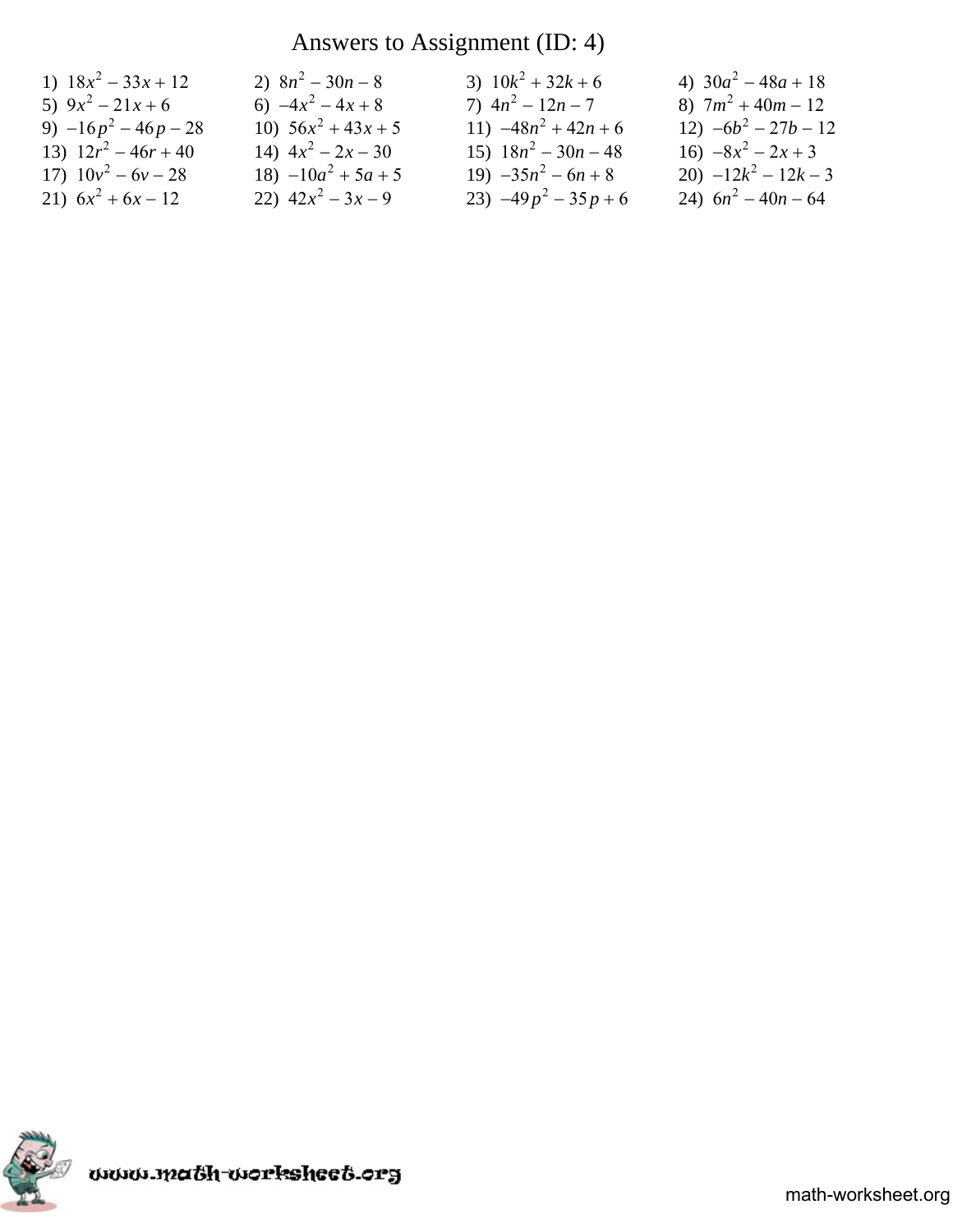# Answers to Assignment (ID: 4)

1) $18x^2 - 33x + 12$
2) $8n^2 - 30n - 8$
3) $10k^2 + 32k + 6$
4) $30a^2 - 48a + 18$
5) $9x^2 - 21x + 6$
6) $-4x^2 - 4x + 8$
7) $4n^2 - 12n - 7$
8) $7m^2 + 40m - 12$
9) $-16p^2 - 46p - 28$
10) $56x^2 + 43x + 5$
11) $-48n^2 + 42n + 6$
12) $-6b^2 - 27b - 12$
13) $12r^2 - 46r + 40$
14) $4x^2 - 2x - 30$
15) $18n^2 - 30n - 48$
16) $-8x^2 - 2x + 3$
17) $10v^2 - 6v - 28$
18) $-10a^2 + 5a + 5$
19) $-35n^2 - 6n + 8$
20) $-12k^2 - 12k - 3$
21) $6x^2 + 6x - 12$
22) $42x^2 - 3x - 9$
23) $-49p^2 - 35p + 6$
24) $6n^2 - 40n - 64$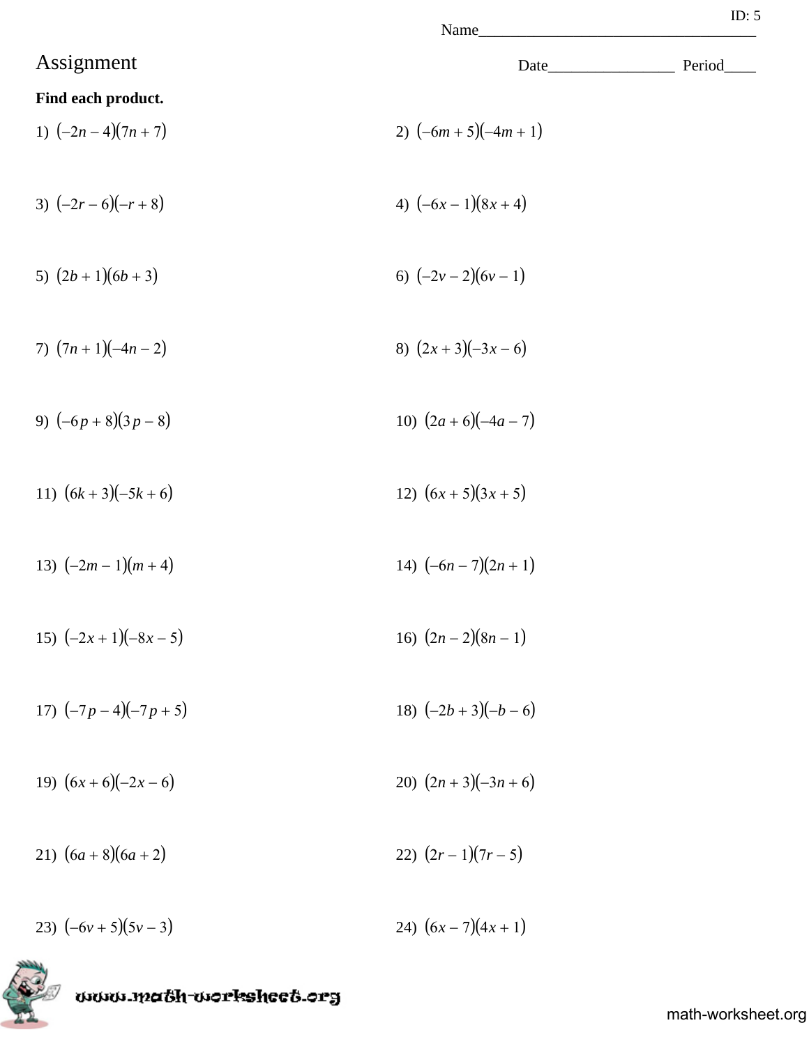ID: 5

Name___________________________________

# Assignment

Date________________ Period____

**Find each product.**

1) $(-2n-4)(7n+7)$

2) $(-6m+5)(-4m+1)$

3) $(-2r-6)(-r+8)$

4) $(-6x-1)(8x+4)$

5) $(2b+1)(6b+3)$

6) $(-2v-2)(6v-1)$

7) $(7n+1)(-4n-2)$

8) $(2x+3)(-3x-6)$

9) $(-6p+8)(3p-8)$

10) $(2a+6)(-4a-7)$

11) $(6k+3)(-5k+6)$

12) $(6x+5)(3x+5)$

13) $(-2m-1)(m+4)$

14) $(-6n-7)(2n+1)$

15) $(-2x+1)(-8x-5)$

16) $(2n-2)(8n-1)$

17) $(-7p-4)(-7p+5)$

18) $(-2b+3)(-b-6)$

19) $(6x+6)(-2x-6)$

20) $(2n+3)(-3n+6)$

21) $(6a+8)(6a+2)$

22) $(2r-1)(7r-5)$

23) $(-6v+5)(5v-3)$

24) $(6x-7)(4x+1)$

www.math-worksheet.org

math-worksheet.org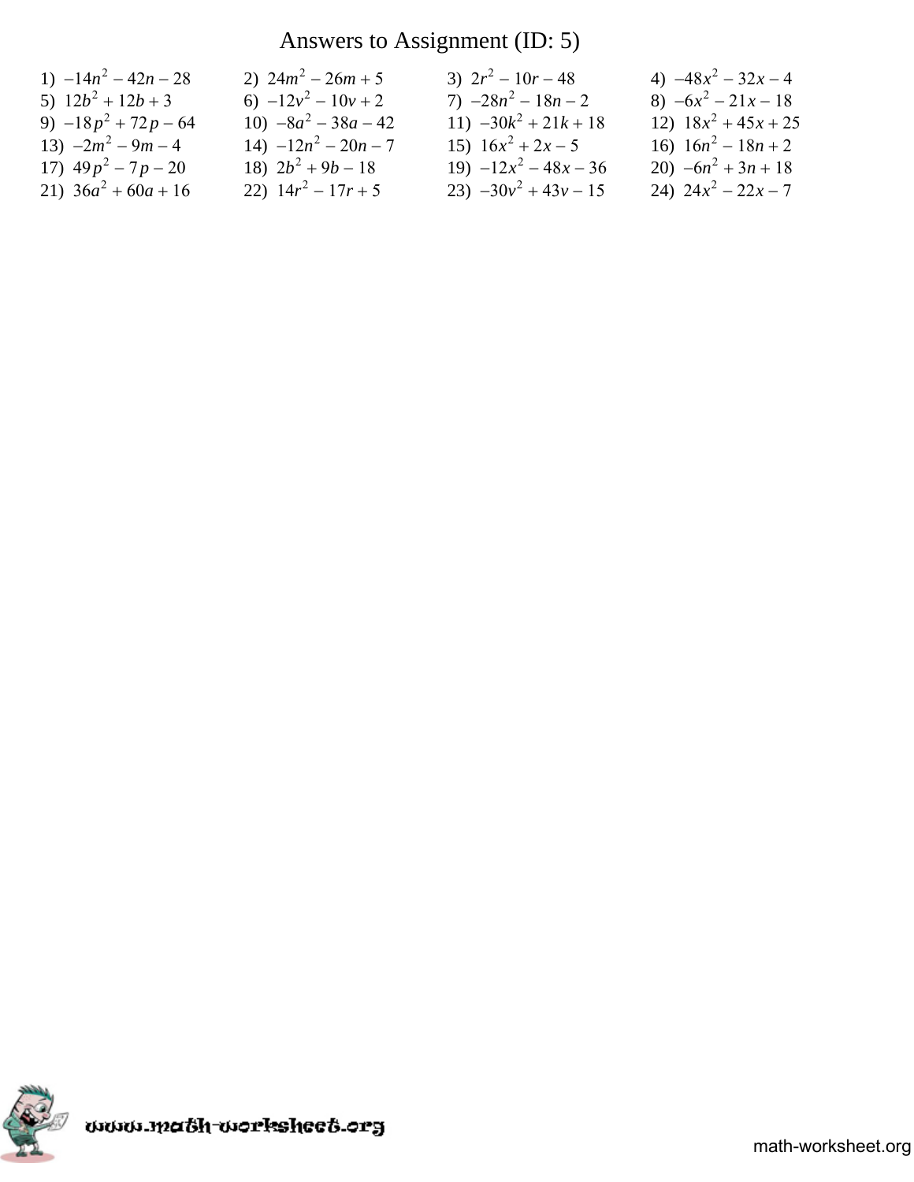# Answers to Assignment (ID: 5)

1) $-14n^2 - 42n - 28$
2) $24m^2 - 26m + 5$
3) $2r^2 - 10r - 48$
4) $-48x^2 - 32x - 4$
5) $12b^2 + 12b + 3$
6) $-12v^2 - 10v + 2$
7) $-28n^2 - 18n - 2$
8) $-6x^2 - 21x - 18$
9) $-18p^2 + 72p - 64$
10) $-8a^2 - 38a - 42$
11) $-30k^2 + 21k + 18$
12) $18x^2 + 45x + 25$
13) $-2m^2 - 9m - 4$
14) $-12n^2 - 20n - 7$
15) $16x^2 + 2x - 5$
16) $16n^2 - 18n + 2$
17) $49p^2 - 7p - 20$
18) $2b^2 + 9b - 18$
19) $-12x^2 - 48x - 36$
20) $-6n^2 + 3n + 18$
21) $36a^2 + 60a + 16$
22) $14r^2 - 17r + 5$
23) $-30v^2 + 43v - 15$
24) $24x^2 - 22x - 7$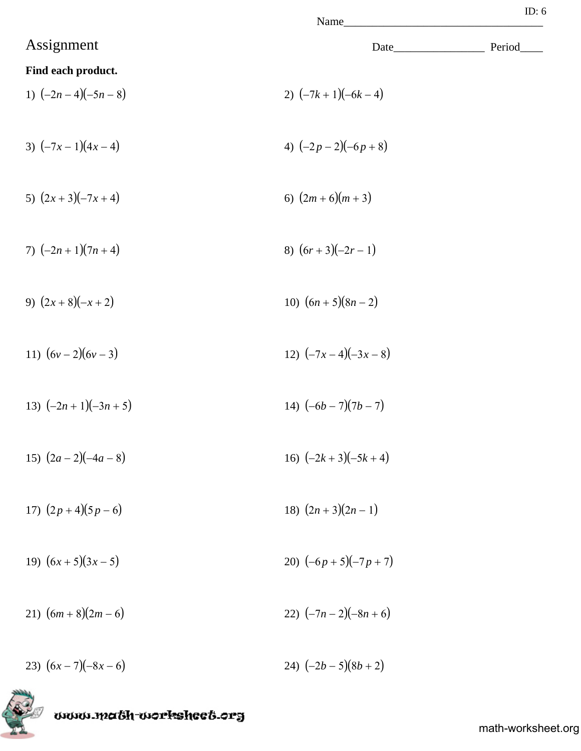ID: 6

Name___________________________________

# Assignment

Date________________ Period____

**Find each product.**

1) $(-2n-4)(-5n-8)$

2) $(-7k+1)(-6k-4)$

3) $(-7x-1)(4x-4)$

4) $(-2p-2)(-6p+8)$

5) $(2x+3)(-7x+4)$

6) $(2m+6)(m+3)$

7) $(-2n+1)(7n+4)$

8) $(6r+3)(-2r-1)$

9) $(2x+8)(-x+2)$

10) $(6n+5)(8n-2)$

11) $(6v-2)(6v-3)$

12) $(-7x-4)(-3x-8)$

13) $(-2n+1)(-3n+5)$

14) $(-6b-7)(7b-7)$

15) $(2a-2)(-4a-8)$

16) $(-2k+3)(-5k+4)$

17) $(2p+4)(5p-6)$

18) $(2n+3)(2n-1)$

19) $(6x+5)(3x-5)$

20) $(-6p+5)(-7p+7)$

21) $(6m+8)(2m-6)$

22) $(-7n-2)(-8n+6)$

23) $(6x-7)(-8x-6)$

24) $(-2b-5)(8b+2)$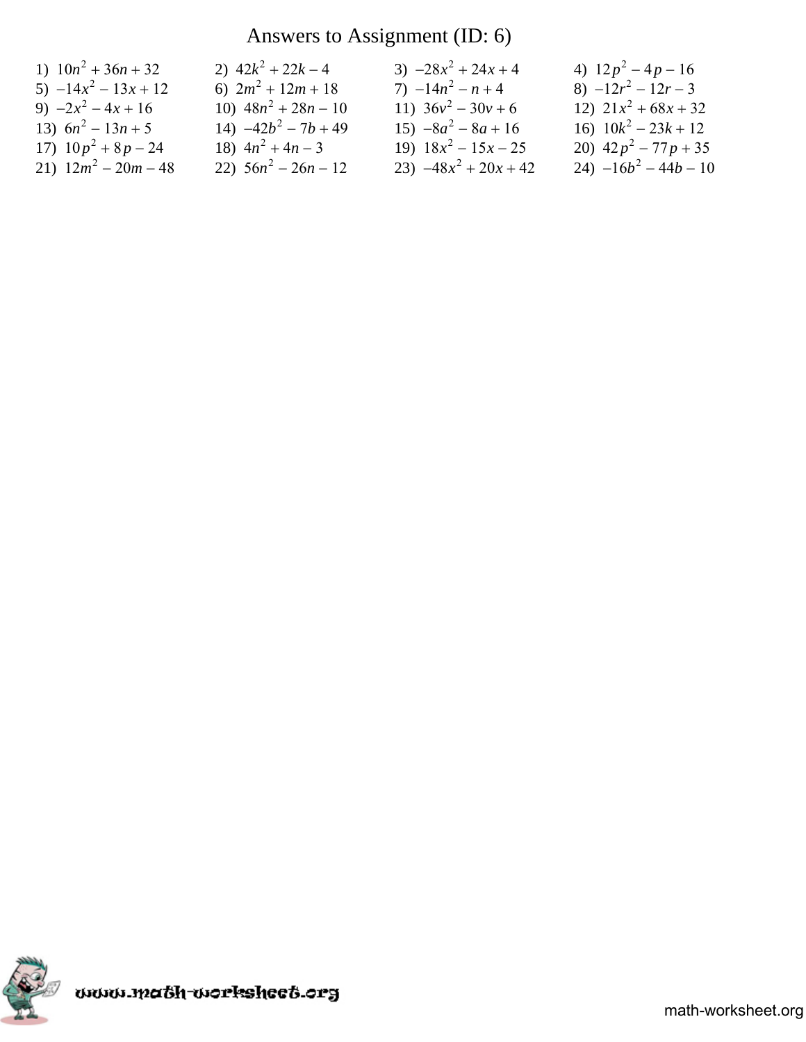# Answers to Assignment (ID: 6)

1) $10n^2 + 36n + 32$
2) $42k^2 + 22k - 4$
3) $-28x^2 + 24x + 4$
4) $12p^2 - 4p - 16$
5) $-14x^2 - 13x + 12$
6) $2m^2 + 12m + 18$
7) $-14n^2 - n + 4$
8) $-12r^2 - 12r - 3$
9) $-2x^2 - 4x + 16$
10) $48n^2 + 28n - 10$
11) $36v^2 - 30v + 6$
12) $21x^2 + 68x + 32$
13) $6n^2 - 13n + 5$
14) $-42b^2 - 7b + 49$
15) $-8a^2 - 8a + 16$
16) $10k^2 - 23k + 12$
17) $10p^2 + 8p - 24$
18) $4n^2 + 4n - 3$
19) $18x^2 - 15x - 25$
20) $42p^2 - 77p + 35$
21) $12m^2 - 20m - 48$
22) $56n^2 - 26n - 12$
23) $-48x^2 + 20x + 42$
24) $-16b^2 - 44b - 10$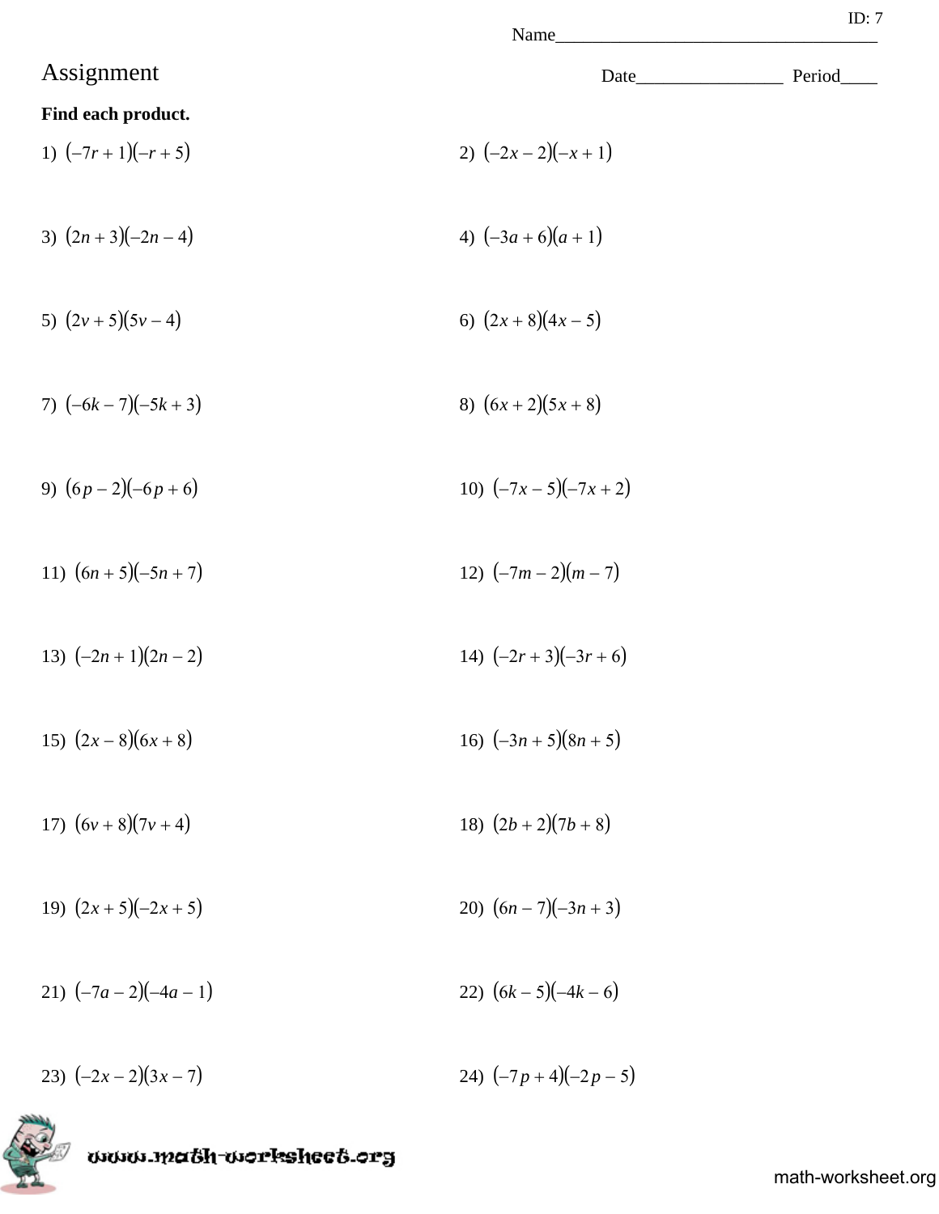ID: 7

Name___________________________________

# Assignment

Date________________ Period____

**Find each product.**

1) $(-7r+1)(-r+5)$

2) $(-2x-2)(-x+1)$

3) $(2n+3)(-2n-4)$

4) $(-3a+6)(a+1)$

5) $(2v+5)(5v-4)$

6) $(2x+8)(4x-5)$

7) $(-6k-7)(-5k+3)$

8) $(6x+2)(5x+8)$

9) $(6p-2)(-6p+6)$

10) $(-7x-5)(-7x+2)$

11) $(6n+5)(-5n+7)$

12) $(-7m-2)(m-7)$

13) $(-2n+1)(2n-2)$

14) $(-2r+3)(-3r+6)$

15) $(2x-8)(6x+8)$

16) $(-3n+5)(8n+5)$

17) $(6v+8)(7v+4)$

18) $(2b+2)(7b+8)$

19) $(2x+5)(-2x+5)$

20) $(6n-7)(-3n+3)$

21) $(-7a-2)(-4a-1)$

22) $(6k-5)(-4k-6)$

23) $(-2x-2)(3x-7)$

24) $(-7p+4)(-2p-5)$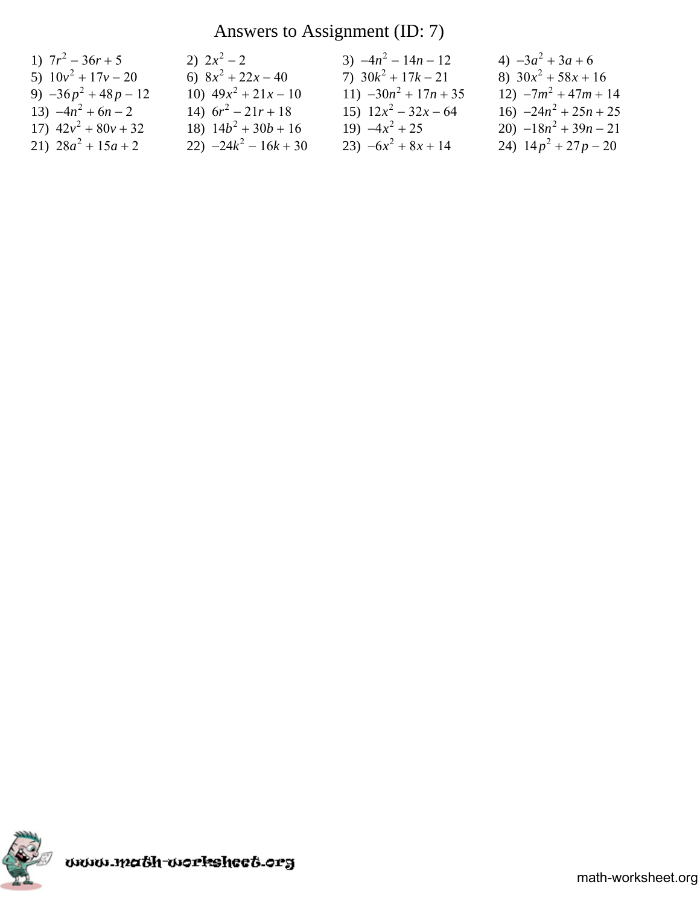# Answers to Assignment (ID: 7)

1) $7r^2 - 36r + 5$
2) $2x^2 - 2$
3) $-4n^2 - 14n - 12$
4) $-3a^2 + 3a + 6$
5) $10v^2 + 17v - 20$
6) $8x^2 + 22x - 40$
7) $30k^2 + 17k - 21$
8) $30x^2 + 58x + 16$
9) $-36p^2 + 48p - 12$
10) $49x^2 + 21x - 10$
11) $-30n^2 + 17n + 35$
12) $-7m^2 + 47m + 14$
13) $-4n^2 + 6n - 2$
14) $6r^2 - 21r + 18$
15) $12x^2 - 32x - 64$
16) $-24n^2 + 25n + 25$
17) $42v^2 + 80v + 32$
18) $14b^2 + 30b + 16$
19) $-4x^2 + 25$
20) $-18n^2 + 39n - 21$
21) $28a^2 + 15a + 2$
22) $-24k^2 - 16k + 30$
23) $-6x^2 + 8x + 14$
24) $14p^2 + 27p - 20$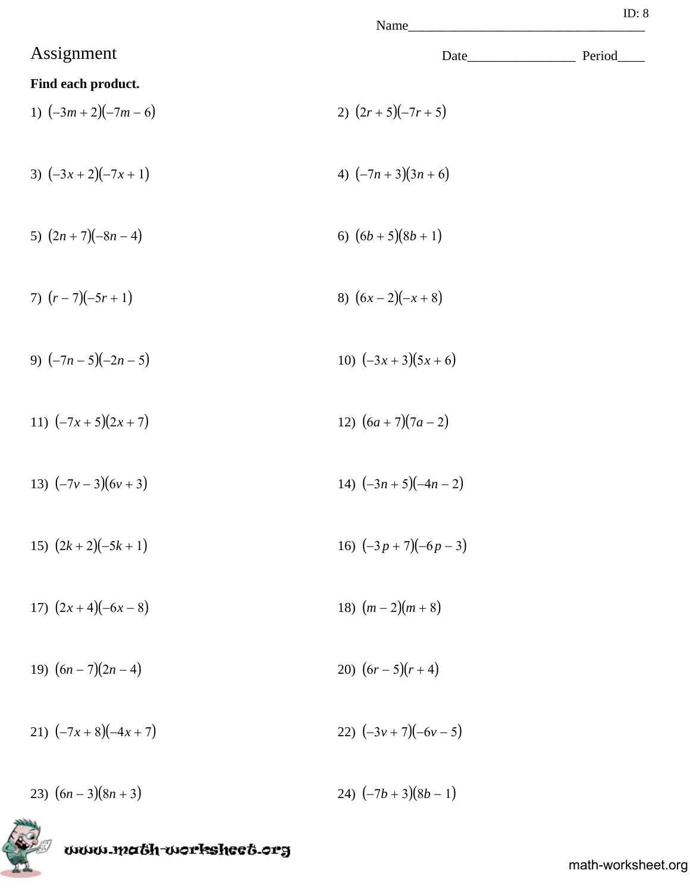ID: 8

Name___________________________________

# Assignment

Date________________ Period____

**Find each product.**

1) $(-3m + 2)(-7m - 6)$

2) $(2r + 5)(-7r + 5)$

3) $(-3x + 2)(-7x + 1)$

4) $(-7n + 3)(3n + 6)$

5) $(2n + 7)(-8n - 4)$

6) $(6b + 5)(8b + 1)$

7) $(r - 7)(-5r + 1)$

8) $(6x - 2)(-x + 8)$

9) $(-7n - 5)(-2n - 5)$

10) $(-3x + 3)(5x + 6)$

11) $(-7x + 5)(2x + 7)$

12) $(6a + 7)(7a - 2)$

13) $(-7v - 3)(6v + 3)$

14) $(-3n + 5)(-4n - 2)$

15) $(2k + 2)(-5k + 1)$

16) $(-3p + 7)(-6p - 3)$

17) $(2x + 4)(-6x - 8)$

18) $(m - 2)(m + 8)$

19) $(6n - 7)(2n - 4)$

20) $(6r - 5)(r + 4)$

21) $(-7x + 8)(-4x + 7)$

22) $(-3v + 7)(-6v - 5)$

23) $(6n - 3)(8n + 3)$

24) $(-7b + 3)(8b - 1)$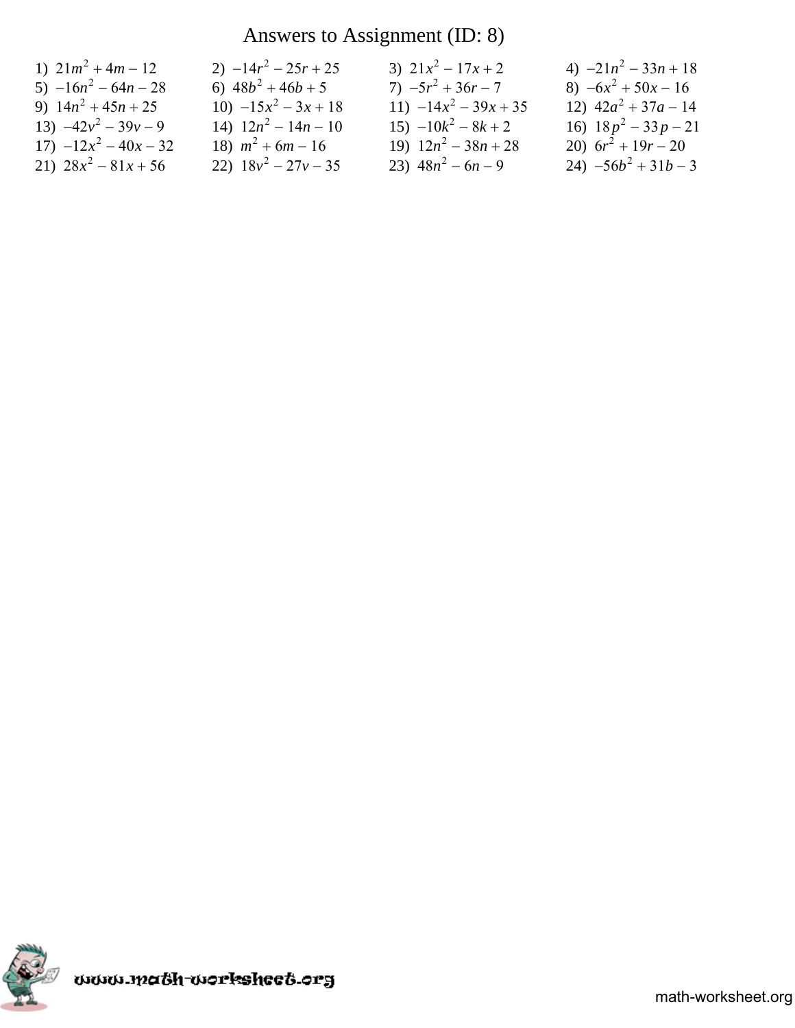# Answers to Assignment (ID: 8)

1) $21m^2 + 4m - 12$
2) $-14r^2 - 25r + 25$
3) $21x^2 - 17x + 2$
4) $-21n^2 - 33n + 18$
5) $-16n^2 - 64n - 28$
6) $48b^2 + 46b + 5$
7) $-5r^2 + 36r - 7$
8) $-6x^2 + 50x - 16$
9) $14n^2 + 45n + 25$
10) $-15x^2 - 3x + 18$
11) $-14x^2 - 39x + 35$
12) $42a^2 + 37a - 14$
13) $-42v^2 - 39v - 9$
14) $12n^2 - 14n - 10$
15) $-10k^2 - 8k + 2$
16) $18p^2 - 33p - 21$
17) $-12x^2 - 40x - 32$
18) $m^2 + 6m - 16$
19) $12n^2 - 38n + 28$
20) $6r^2 + 19r - 20$
21) $28x^2 - 81x + 56$
22) $18v^2 - 27v - 35$
23) $48n^2 - 6n - 9$
24) $-56b^2 + 31b - 3$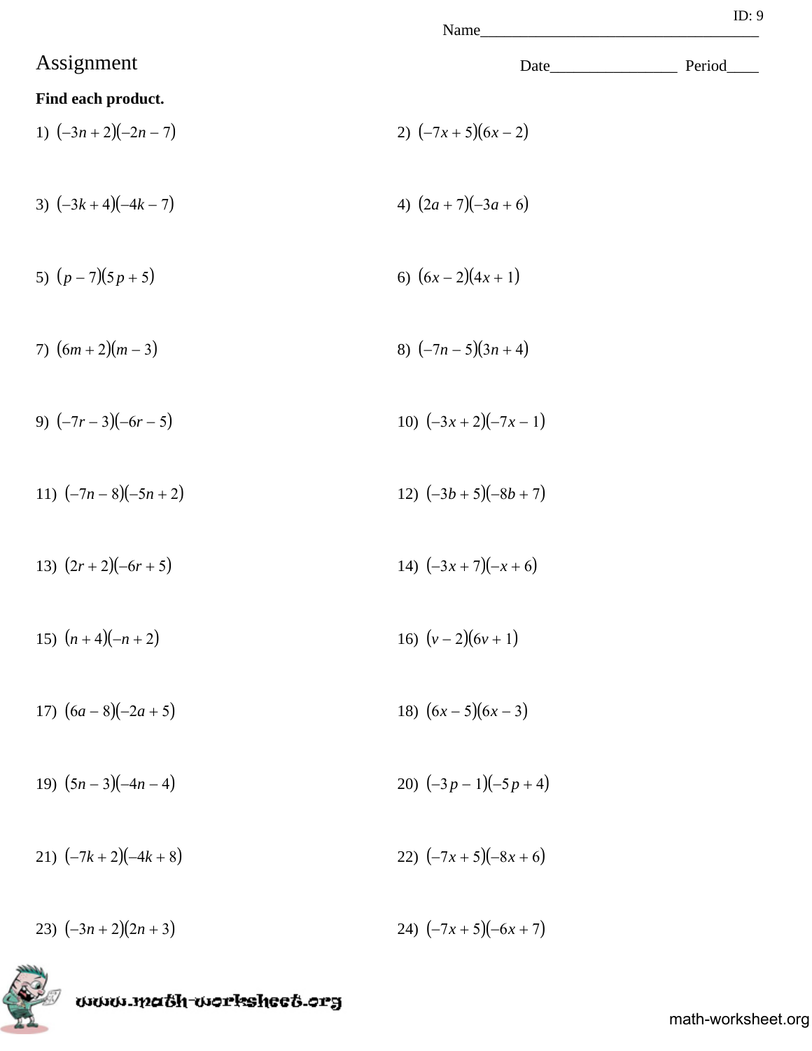ID: 9

Name___________________________________

# Assignment

Date________________ Period____

**Find each product.**

1) $(-3n+2)(-2n-7)$

2) $(-7x+5)(6x-2)$

3) $(-3k+4)(-4k-7)$

4) $(2a+7)(-3a+6)$

5) $(p-7)(5p+5)$

6) $(6x-2)(4x+1)$

7) $(6m+2)(m-3)$

8) $(-7n-5)(3n+4)$

9) $(-7r-3)(-6r-5)$

10) $(-3x+2)(-7x-1)$

11) $(-7n-8)(-5n+2)$

12) $(-3b+5)(-8b+7)$

13) $(2r+2)(-6r+5)$

14) $(-3x+7)(-x+6)$

15) $(n+4)(-n+2)$

16) $(v-2)(6v+1)$

17) $(6a-8)(-2a+5)$

18) $(6x-5)(6x-3)$

19) $(5n-3)(-4n-4)$

20) $(-3p-1)(-5p+4)$

21) $(-7k+2)(-4k+8)$

22) $(-7x+5)(-8x+6)$

23) $(-3n+2)(2n+3)$

24) $(-7x+5)(-6x+7)$

www.math-worksheet.org

math-worksheet.org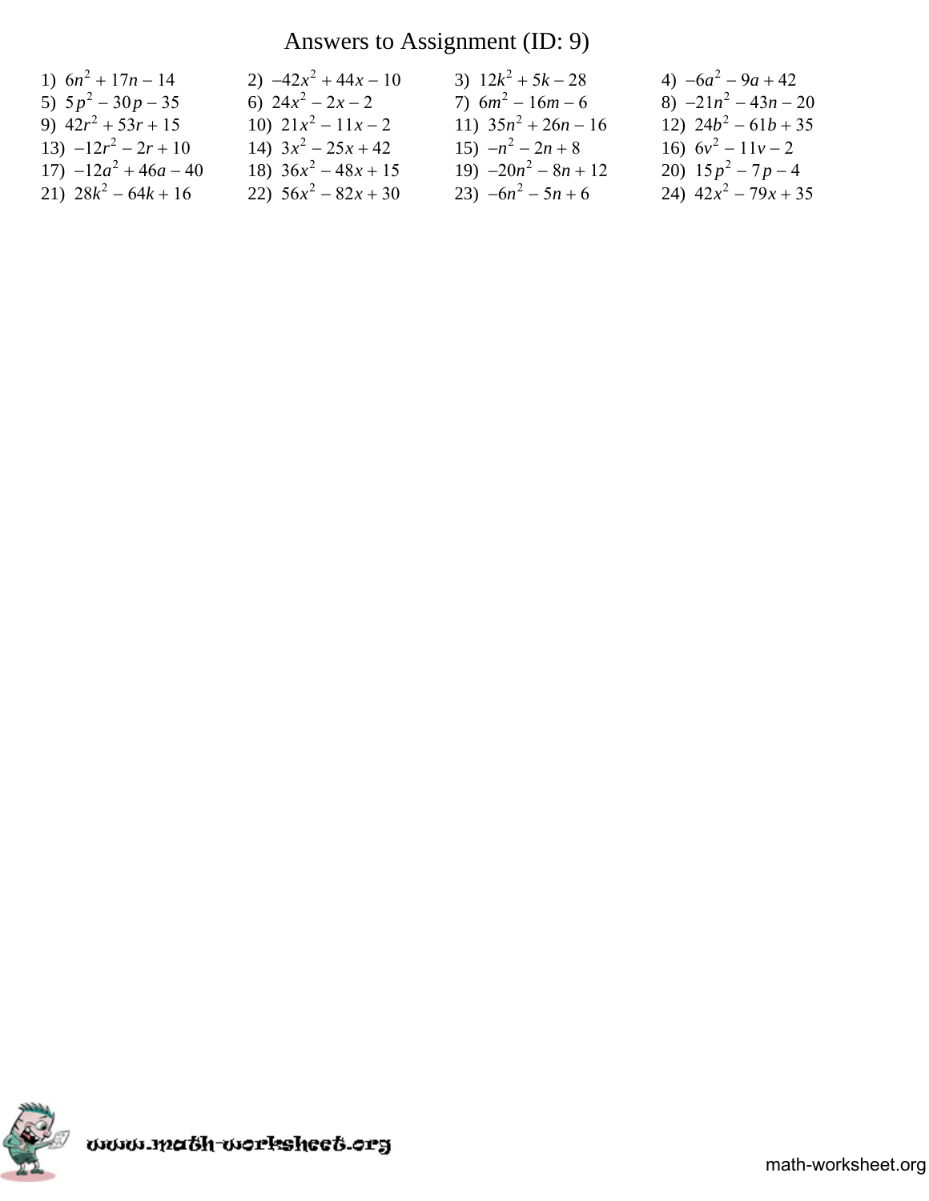# Answers to Assignment (ID: 9)

1) $6n^2 + 17n - 14$
2) $-42x^2 + 44x - 10$
3) $12k^2 + 5k - 28$
4) $-6a^2 - 9a + 42$
5) $5p^2 - 30p - 35$
6) $24x^2 - 2x - 2$
7) $6m^2 - 16m - 6$
8) $-21n^2 - 43n - 20$
9) $42r^2 + 53r + 15$
10) $21x^2 - 11x - 2$
11) $35n^2 + 26n - 16$
12) $24b^2 - 61b + 35$
13) $-12r^2 - 2r + 10$
14) $3x^2 - 25x + 42$
15) $-n^2 - 2n + 8$
16) $6v^2 - 11v - 2$
17) $-12a^2 + 46a - 40$
18) $36x^2 - 48x + 15$
19) $-20n^2 - 8n + 12$
20) $15p^2 - 7p - 4$
21) $28k^2 - 64k + 16$
22) $56x^2 - 82x + 30$
23) $-6n^2 - 5n + 6$
24) $42x^2 - 79x + 35$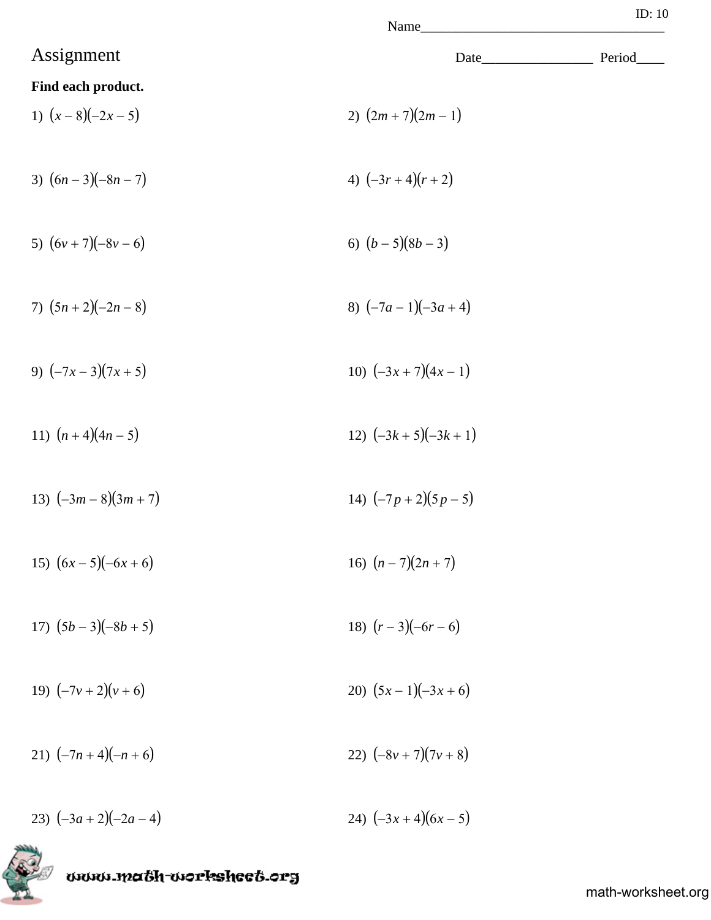ID: 10

Name___________________________________

# Assignment

Date________________ Period____

**Find each product.**

1) $(x - 8)(-2x - 5)$

2) $(2m + 7)(2m - 1)$

3) $(6n - 3)(-8n - 7)$

4) $(-3r + 4)(r + 2)$

5) $(6v + 7)(-8v - 6)$

6) $(b - 5)(8b - 3)$

7) $(5n + 2)(-2n - 8)$

8) $(-7a - 1)(-3a + 4)$

9) $(-7x - 3)(7x + 5)$

10) $(-3x + 7)(4x - 1)$

11) $(n + 4)(4n - 5)$

12) $(-3k + 5)(-3k + 1)$

13) $(-3m - 8)(3m + 7)$

14) $(-7p + 2)(5p - 5)$

15) $(6x - 5)(-6x + 6)$

16) $(n - 7)(2n + 7)$

17) $(5b - 3)(-8b + 5)$

18) $(r - 3)(-6r - 6)$

19) $(-7v + 2)(v + 6)$

20) $(5x - 1)(-3x + 6)$

21) $(-7n + 4)(-n + 6)$

22) $(-8v + 7)(7v + 8)$

23) $(-3a + 2)(-2a - 4)$

24) $(-3x + 4)(6x - 5)$

www.math-worksheet.org

math-worksheet.org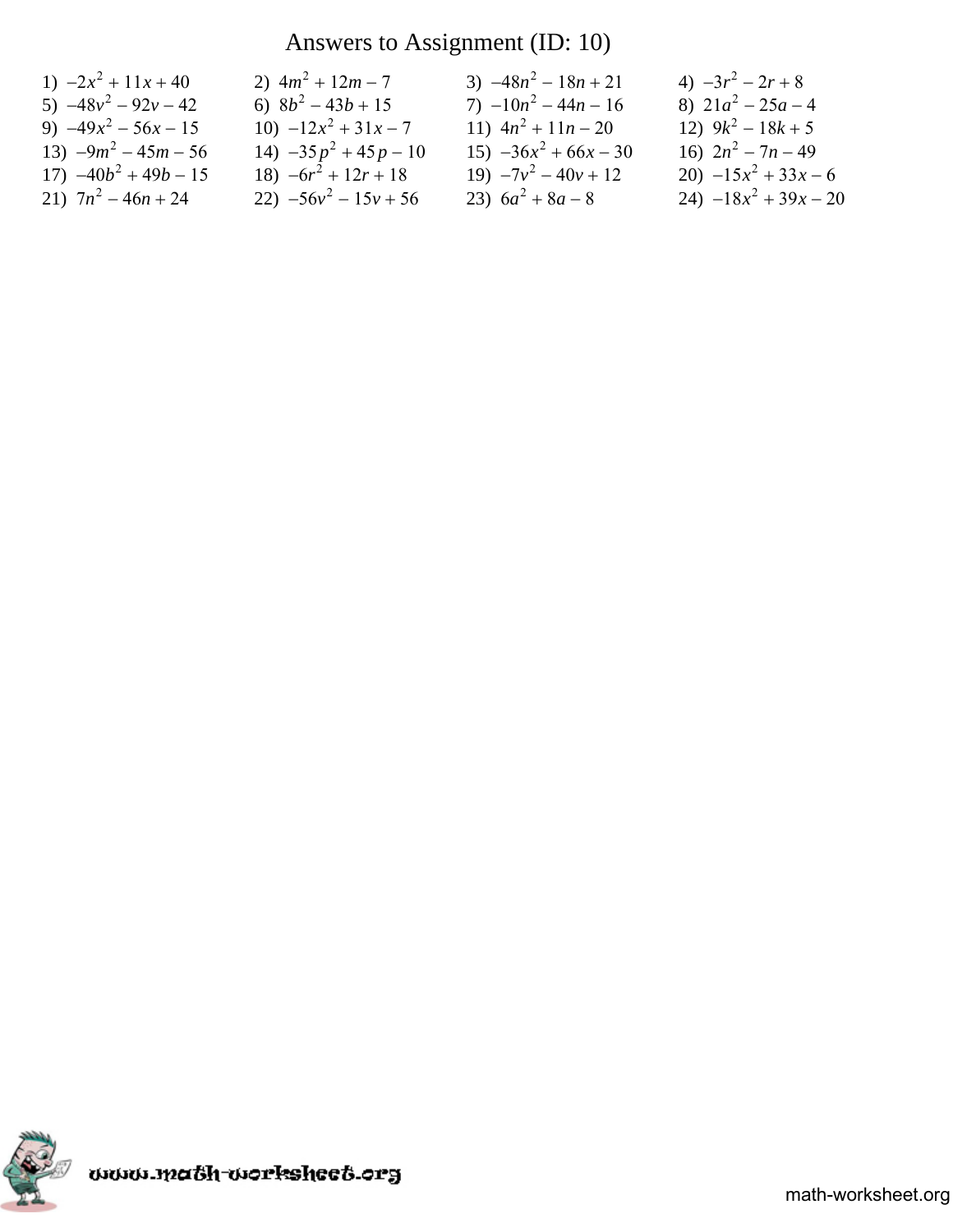# Answers to Assignment (ID: 10)

1) $-2x^2 + 11x + 40$
2) $4m^2 + 12m - 7$
3) $-48n^2 - 18n + 21$
4) $-3r^2 - 2r + 8$
5) $-48v^2 - 92v - 42$
6) $8b^2 - 43b + 15$
7) $-10n^2 - 44n - 16$
8) $21a^2 - 25a - 4$
9) $-49x^2 - 56x - 15$
10) $-12x^2 + 31x - 7$
11) $4n^2 + 11n - 20$
12) $9k^2 - 18k + 5$
13) $-9m^2 - 45m - 56$
14) $-35p^2 + 45p - 10$
15) $-36x^2 + 66x - 30$
16) $2n^2 - 7n - 49$
17) $-40b^2 + 49b - 15$
18) $-6r^2 + 12r + 18$
19) $-7v^2 - 40v + 12$
20) $-15x^2 + 33x - 6$
21) $7n^2 - 46n + 24$
22) $-56v^2 - 15v + 56$
23) $6a^2 + 8a - 8$
24) $-18x^2 + 39x - 20$

www.math-worksheet.org

math-worksheet.org